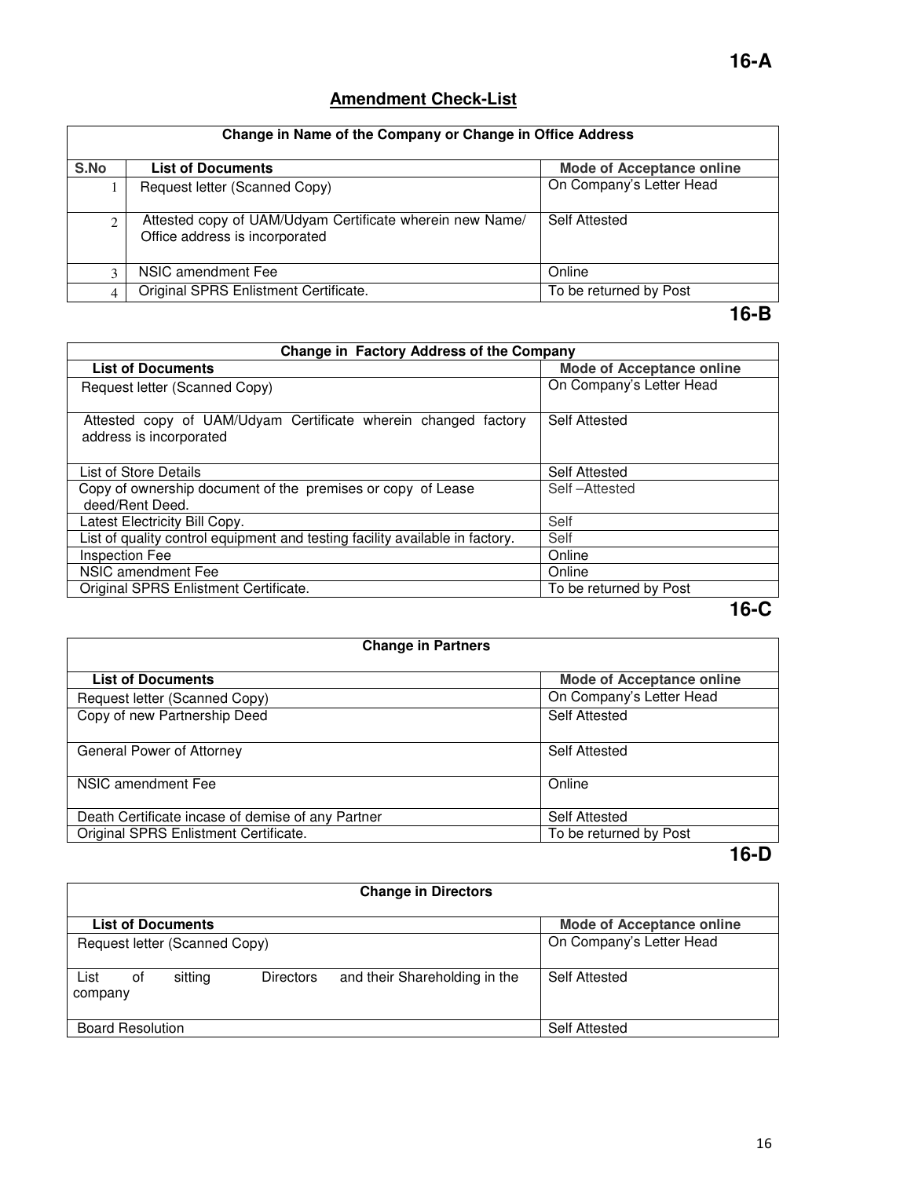**16-A**

## Amendment Check-List

| Change in Name of the Company or Change in Office Address | | |
|---|---|---|
| **S.No** | **List of Documents** | **Mode of Acceptance online** |
| 1 | Request letter (Scanned Copy) | On Company's Letter Head |
| 2 | Attested copy of UAM/Udyam Certificate wherein new Name/ Office address is incorporated | Self Attested |
| 3 | NSIC amendment Fee | Online |
| 4 | Original SPRS Enlistment Certificate. | To be returned by Post |

**16-B**

| Change in Factory Address of the Company | |
|---|---|
| **List of Documents** | **Mode of Acceptance online** |
| Request letter (Scanned Copy) | On Company's Letter Head |
| Attested copy of UAM/Udyam Certificate wherein changed factory address is incorporated | Self Attested |
| List of Store Details | Self Attested |
| Copy of ownership document of the premises or copy of Lease deed/Rent Deed. | Self –Attested |
| Latest Electricity Bill Copy. | Self |
| List of quality control equipment and testing facility available in factory. | Self |
| Inspection Fee | Online |
| NSIC amendment Fee | Online |
| Original SPRS Enlistment Certificate. | To be returned by Post |

**16-C**

| Change in Partners | |
|---|---|
| **List of Documents** | **Mode of Acceptance online** |
| Request letter (Scanned Copy) | On Company's Letter Head |
| Copy of new Partnership Deed | Self Attested |
| General Power of Attorney | Self Attested |
| NSIC amendment Fee | Online |
| Death Certificate incase of demise of any Partner | Self Attested |
| Original SPRS Enlistment Certificate. | To be returned by Post |

**16-D**

| Change in Directors | |
|---|---|
| **List of Documents** | **Mode of Acceptance online** |
| Request letter (Scanned Copy) | On Company's Letter Head |
| List of sitting Directors and their Shareholding in the company | Self Attested |
| Board Resolution | Self Attested |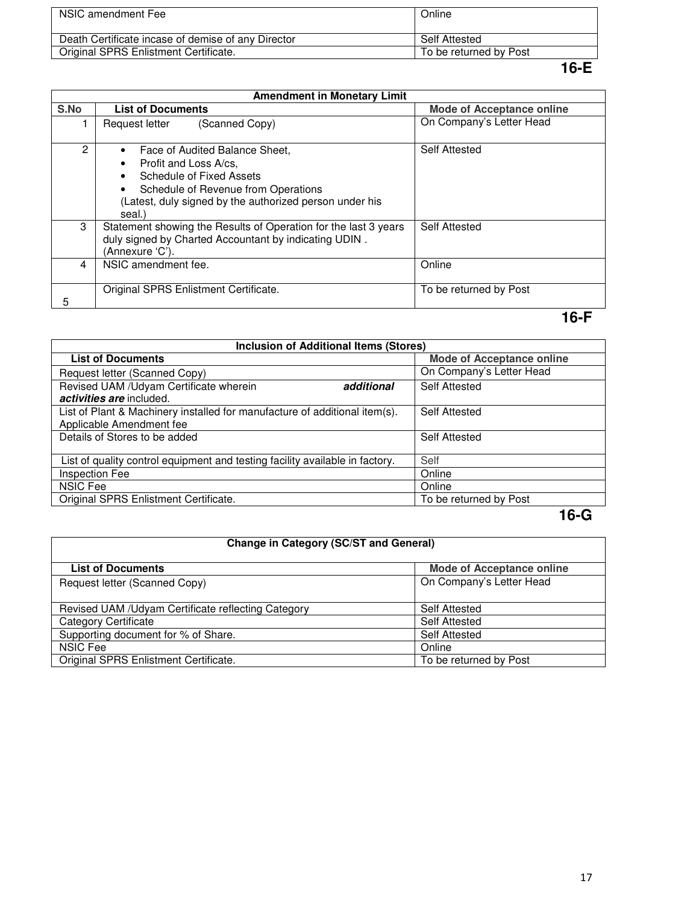| | |
|---|---|
| NSIC amendment Fee | Online |
| Death Certificate incase of demise of any Director | Self Attested |
| Original SPRS Enlistment Certificate. | To be returned by Post |

**16-E**

| Amendment in Monetary Limit | | |
|---|---|---|
| **S.No** | **List of Documents** | **Mode of Acceptance online** |
| 1 | Request letter (Scanned Copy) | On Company's Letter Head |
| 2 | • Face of Audited Balance Sheet,<br>• Profit and Loss A/cs,<br>• Schedule of Fixed Assets<br>• Schedule of Revenue from Operations<br>(Latest, duly signed by the authorized person under his seal.) | Self Attested |
| 3 | Statement showing the Results of Operation for the last 3 years duly signed by Charted Accountant by indicating UDIN . (Annexure 'C'). | Self Attested |
| 4 | NSIC amendment fee. | Online |
| 5 | Original SPRS Enlistment Certificate. | To be returned by Post |

**16-F**

| Inclusion of Additional Items (Stores) | |
|---|---|
| **List of Documents** | **Mode of Acceptance online** |
| Request letter (Scanned Copy) | On Company's Letter Head |
| Revised UAM /Udyam Certificate wherein ***additional activities are*** included. | Self Attested |
| List of Plant & Machinery installed for manufacture of additional item(s). Applicable Amendment fee | Self Attested |
| Details of Stores to be added | Self Attested |
| List of quality control equipment and testing facility available in factory. | Self |
| Inspection Fee | Online |
| NSIC Fee | Online |
| Original SPRS Enlistment Certificate. | To be returned by Post |

**16-G**

| Change in Category (SC/ST and General) | |
|---|---|
| **List of Documents** | **Mode of Acceptance online** |
| Request letter (Scanned Copy) | On Company's Letter Head |
| Revised UAM /Udyam Certificate reflecting Category | Self Attested |
| Category Certificate | Self Attested |
| Supporting document for % of Share. | Self Attested |
| NSIC Fee | Online |
| Original SPRS Enlistment Certificate. | To be returned by Post |